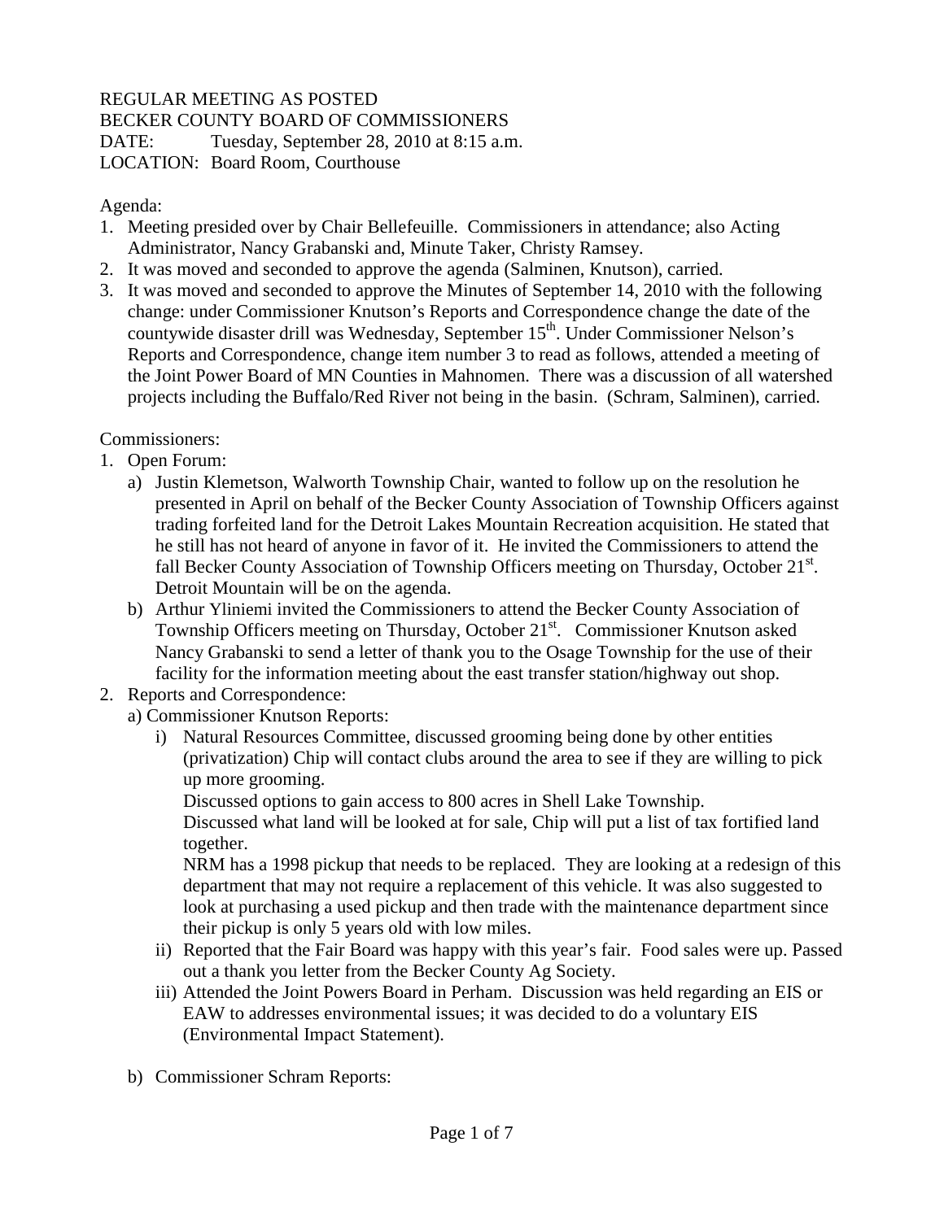REGULAR MEETING AS POSTED
BECKER COUNTY BOARD OF COMMISSIONERS
DATE: Tuesday, September 28, 2010 at 8:15 a.m.
LOCATION: Board Room, Courthouse

Agenda:

1. Meeting presided over by Chair Bellefeuille. Commissioners in attendance; also Acting Administrator, Nancy Grabanski and, Minute Taker, Christy Ramsey.
2. It was moved and seconded to approve the agenda (Salminen, Knutson), carried.
3. It was moved and seconded to approve the Minutes of September 14, 2010 with the following change: under Commissioner Knutson's Reports and Correspondence change the date of the countywide disaster drill was Wednesday, September 15th. Under Commissioner Nelson's Reports and Correspondence, change item number 3 to read as follows, attended a meeting of the Joint Power Board of MN Counties in Mahnomen. There was a discussion of all watershed projects including the Buffalo/Red River not being in the basin. (Schram, Salminen), carried.

Commissioners:

1. Open Forum:
   a) Justin Klemetson, Walworth Township Chair, wanted to follow up on the resolution he presented in April on behalf of the Becker County Association of Township Officers against trading forfeited land for the Detroit Lakes Mountain Recreation acquisition. He stated that he still has not heard of anyone in favor of it. He invited the Commissioners to attend the fall Becker County Association of Township Officers meeting on Thursday, October 21st. Detroit Mountain will be on the agenda.
   b) Arthur Yliniemi invited the Commissioners to attend the Becker County Association of Township Officers meeting on Thursday, October 21st. Commissioner Knutson asked Nancy Grabanski to send a letter of thank you to the Osage Township for the use of their facility for the information meeting about the east transfer station/highway out shop.
2. Reports and Correspondence:
   a) Commissioner Knutson Reports:
      i) Natural Resources Committee, discussed grooming being done by other entities (privatization) Chip will contact clubs around the area to see if they are willing to pick up more grooming.
      Discussed options to gain access to 800 acres in Shell Lake Township.
      Discussed what land will be looked at for sale, Chip will put a list of tax fortified land together.
      NRM has a 1998 pickup that needs to be replaced. They are looking at a redesign of this department that may not require a replacement of this vehicle. It was also suggested to look at purchasing a used pickup and then trade with the maintenance department since their pickup is only 5 years old with low miles.
      ii) Reported that the Fair Board was happy with this year's fair. Food sales were up. Passed out a thank you letter from the Becker County Ag Society.
      iii) Attended the Joint Powers Board in Perham. Discussion was held regarding an EIS or EAW to addresses environmental issues; it was decided to do a voluntary EIS (Environmental Impact Statement).

   b) Commissioner Schram Reports: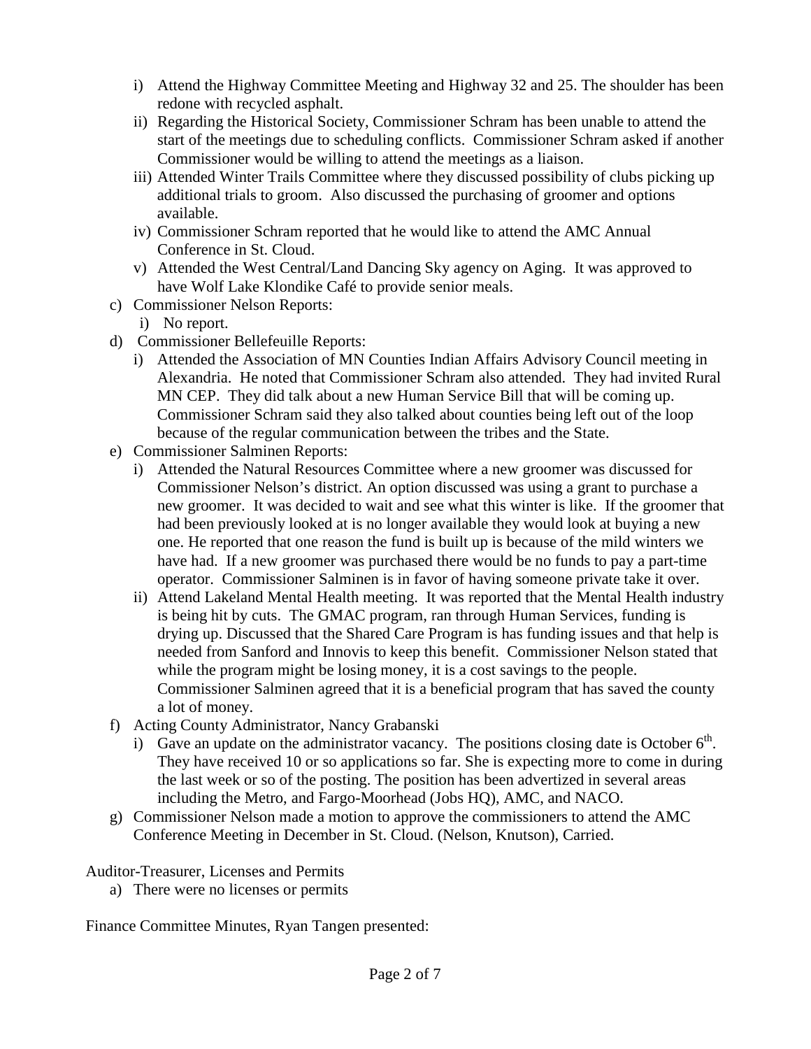- i) Attend the Highway Committee Meeting and Highway 32 and 25. The shoulder has been redone with recycled asphalt.
- ii) Regarding the Historical Society, Commissioner Schram has been unable to attend the start of the meetings due to scheduling conflicts. Commissioner Schram asked if another Commissioner would be willing to attend the meetings as a liaison.
- iii) Attended Winter Trails Committee where they discussed possibility of clubs picking up additional trials to groom. Also discussed the purchasing of groomer and options available.
- iv) Commissioner Schram reported that he would like to attend the AMC Annual Conference in St. Cloud.
- v) Attended the West Central/Land Dancing Sky agency on Aging. It was approved to have Wolf Lake Klondike Café to provide senior meals.

c) Commissioner Nelson Reports:
- i) No report.

d) Commissioner Bellefeuille Reports:
- i) Attended the Association of MN Counties Indian Affairs Advisory Council meeting in Alexandria. He noted that Commissioner Schram also attended. They had invited Rural MN CEP. They did talk about a new Human Service Bill that will be coming up. Commissioner Schram said they also talked about counties being left out of the loop because of the regular communication between the tribes and the State.

e) Commissioner Salminen Reports:
- i) Attended the Natural Resources Committee where a new groomer was discussed for Commissioner Nelson's district. An option discussed was using a grant to purchase a new groomer. It was decided to wait and see what this winter is like. If the groomer that had been previously looked at is no longer available they would look at buying a new one. He reported that one reason the fund is built up is because of the mild winters we have had. If a new groomer was purchased there would be no funds to pay a part-time operator. Commissioner Salminen is in favor of having someone private take it over.
- ii) Attend Lakeland Mental Health meeting. It was reported that the Mental Health industry is being hit by cuts. The GMAC program, ran through Human Services, funding is drying up. Discussed that the Shared Care Program is has funding issues and that help is needed from Sanford and Innovis to keep this benefit. Commissioner Nelson stated that while the program might be losing money, it is a cost savings to the people. Commissioner Salminen agreed that it is a beneficial program that has saved the county a lot of money.

f) Acting County Administrator, Nancy Grabanski
- i) Gave an update on the administrator vacancy. The positions closing date is October 6th. They have received 10 or so applications so far. She is expecting more to come in during the last week or so of the posting. The position has been advertized in several areas including the Metro, and Fargo-Moorhead (Jobs HQ), AMC, and NACO.

g) Commissioner Nelson made a motion to approve the commissioners to attend the AMC Conference Meeting in December in St. Cloud. (Nelson, Knutson), Carried.

Auditor-Treasurer, Licenses and Permits

a) There were no licenses or permits

Finance Committee Minutes, Ryan Tangen presented: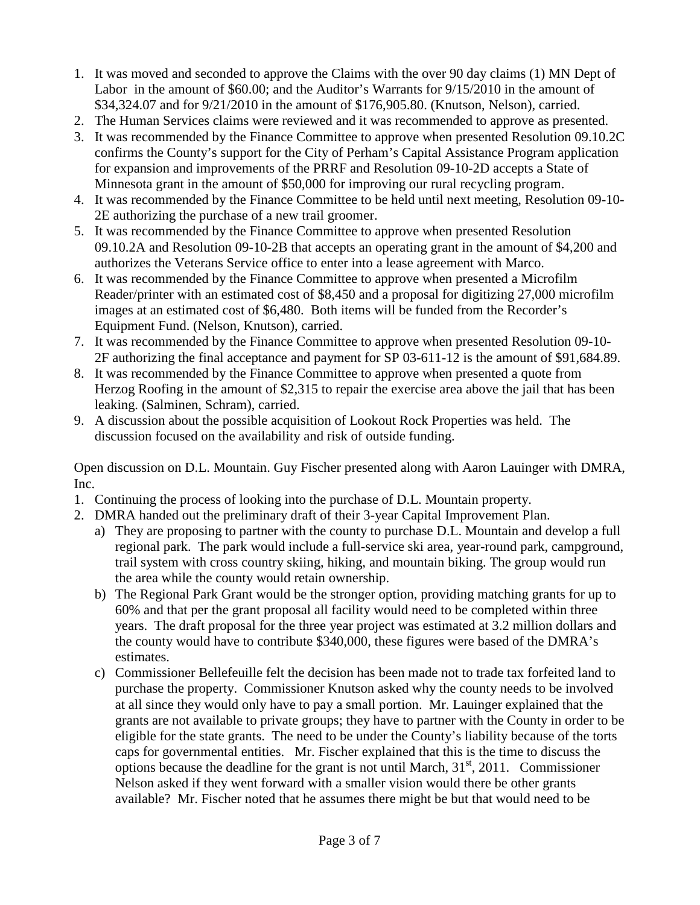1. It was moved and seconded to approve the Claims with the over 90 day claims (1) MN Dept of Labor in the amount of $60.00; and the Auditor's Warrants for 9/15/2010 in the amount of $34,324.07 and for 9/21/2010 in the amount of $176,905.80. (Knutson, Nelson), carried.
2. The Human Services claims were reviewed and it was recommended to approve as presented.
3. It was recommended by the Finance Committee to approve when presented Resolution 09.10.2C confirms the County's support for the City of Perham's Capital Assistance Program application for expansion and improvements of the PRRF and Resolution 09-10-2D accepts a State of Minnesota grant in the amount of $50,000 for improving our rural recycling program.
4. It was recommended by the Finance Committee to be held until next meeting, Resolution 09-10-2E authorizing the purchase of a new trail groomer.
5. It was recommended by the Finance Committee to approve when presented Resolution 09.10.2A and Resolution 09-10-2B that accepts an operating grant in the amount of $4,200 and authorizes the Veterans Service office to enter into a lease agreement with Marco.
6. It was recommended by the Finance Committee to approve when presented a Microfilm Reader/printer with an estimated cost of $8,450 and a proposal for digitizing 27,000 microfilm images at an estimated cost of $6,480. Both items will be funded from the Recorder's Equipment Fund. (Nelson, Knutson), carried.
7. It was recommended by the Finance Committee to approve when presented Resolution 09-10-2F authorizing the final acceptance and payment for SP 03-611-12 is the amount of $91,684.89.
8. It was recommended by the Finance Committee to approve when presented a quote from Herzog Roofing in the amount of $2,315 to repair the exercise area above the jail that has been leaking. (Salminen, Schram), carried.
9. A discussion about the possible acquisition of Lookout Rock Properties was held. The discussion focused on the availability and risk of outside funding.

Open discussion on D.L. Mountain. Guy Fischer presented along with Aaron Lauinger with DMRA, Inc.

1. Continuing the process of looking into the purchase of D.L. Mountain property.
2. DMRA handed out the preliminary draft of their 3-year Capital Improvement Plan.
   a) They are proposing to partner with the county to purchase D.L. Mountain and develop a full regional park. The park would include a full-service ski area, year-round park, campground, trail system with cross country skiing, hiking, and mountain biking. The group would run the area while the county would retain ownership.
   b) The Regional Park Grant would be the stronger option, providing matching grants for up to 60% and that per the grant proposal all facility would need to be completed within three years. The draft proposal for the three year project was estimated at 3.2 million dollars and the county would have to contribute $340,000, these figures were based of the DMRA's estimates.
   c) Commissioner Bellefeuille felt the decision has been made not to trade tax forfeited land to purchase the property. Commissioner Knutson asked why the county needs to be involved at all since they would only have to pay a small portion. Mr. Lauinger explained that the grants are not available to private groups; they have to partner with the County in order to be eligible for the state grants. The need to be under the County's liability because of the torts caps for governmental entities. Mr. Fischer explained that this is the time to discuss the options because the deadline for the grant is not until March, 31st, 2011. Commissioner Nelson asked if they went forward with a smaller vision would there be other grants available? Mr. Fischer noted that he assumes there might be but that would need to be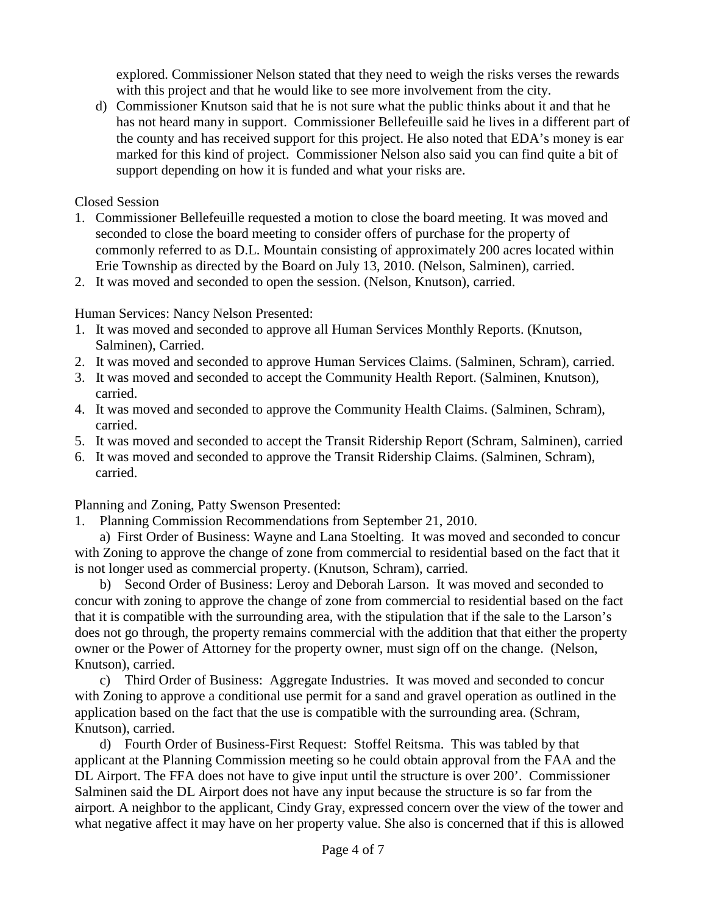explored. Commissioner Nelson stated that they need to weigh the risks verses the rewards with this project and that he would like to see more involvement from the city.

d) Commissioner Knutson said that he is not sure what the public thinks about it and that he has not heard many in support. Commissioner Bellefeuille said he lives in a different part of the county and has received support for this project. He also noted that EDA's money is ear marked for this kind of project. Commissioner Nelson also said you can find quite a bit of support depending on how it is funded and what your risks are.

Closed Session

1. Commissioner Bellefeuille requested a motion to close the board meeting. It was moved and seconded to close the board meeting to consider offers of purchase for the property of commonly referred to as D.L. Mountain consisting of approximately 200 acres located within Erie Township as directed by the Board on July 13, 2010. (Nelson, Salminen), carried.
2. It was moved and seconded to open the session. (Nelson, Knutson), carried.

Human Services: Nancy Nelson Presented:

1. It was moved and seconded to approve all Human Services Monthly Reports. (Knutson, Salminen), Carried.
2. It was moved and seconded to approve Human Services Claims. (Salminen, Schram), carried.
3. It was moved and seconded to accept the Community Health Report. (Salminen, Knutson), carried.
4. It was moved and seconded to approve the Community Health Claims. (Salminen, Schram), carried.
5. It was moved and seconded to accept the Transit Ridership Report (Schram, Salminen), carried
6. It was moved and seconded to approve the Transit Ridership Claims. (Salminen, Schram), carried.

Planning and Zoning, Patty Swenson Presented:

1. Planning Commission Recommendations from September 21, 2010.

a) First Order of Business: Wayne and Lana Stoelting. It was moved and seconded to concur with Zoning to approve the change of zone from commercial to residential based on the fact that it is not longer used as commercial property. (Knutson, Schram), carried.

b) Second Order of Business: Leroy and Deborah Larson. It was moved and seconded to concur with zoning to approve the change of zone from commercial to residential based on the fact that it is compatible with the surrounding area, with the stipulation that if the sale to the Larson's does not go through, the property remains commercial with the addition that that either the property owner or the Power of Attorney for the property owner, must sign off on the change. (Nelson, Knutson), carried.

c) Third Order of Business: Aggregate Industries. It was moved and seconded to concur with Zoning to approve a conditional use permit for a sand and gravel operation as outlined in the application based on the fact that the use is compatible with the surrounding area. (Schram, Knutson), carried.

d) Fourth Order of Business-First Request: Stoffel Reitsma. This was tabled by that applicant at the Planning Commission meeting so he could obtain approval from the FAA and the DL Airport. The FFA does not have to give input until the structure is over 200'. Commissioner Salminen said the DL Airport does not have any input because the structure is so far from the airport. A neighbor to the applicant, Cindy Gray, expressed concern over the view of the tower and what negative affect it may have on her property value. She also is concerned that if this is allowed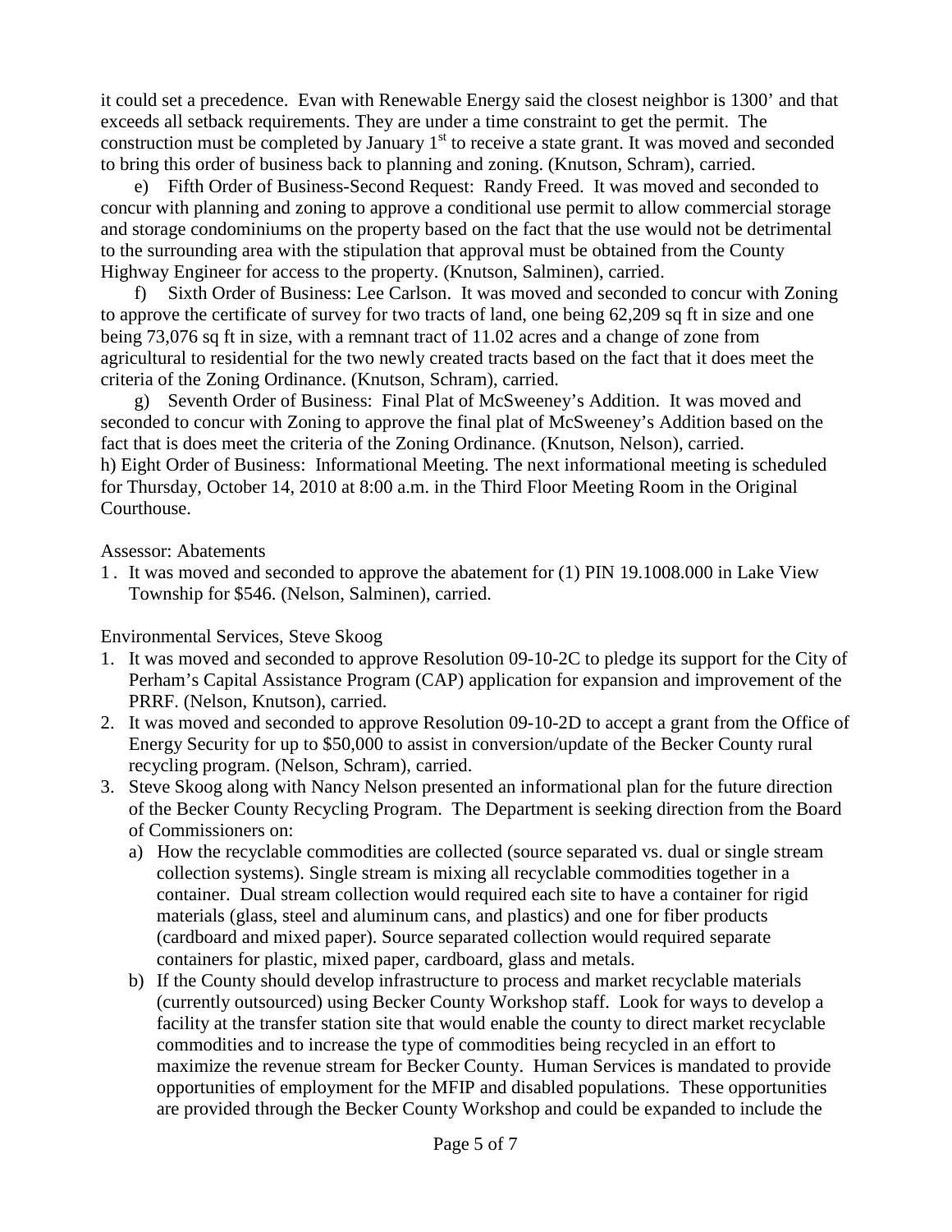it could set a precedence. Evan with Renewable Energy said the closest neighbor is 1300' and that exceeds all setback requirements. They are under a time constraint to get the permit. The construction must be completed by January 1st to receive a state grant. It was moved and seconded to bring this order of business back to planning and zoning. (Knutson, Schram), carried.

e) Fifth Order of Business-Second Request: Randy Freed. It was moved and seconded to concur with planning and zoning to approve a conditional use permit to allow commercial storage and storage condominiums on the property based on the fact that the use would not be detrimental to the surrounding area with the stipulation that approval must be obtained from the County Highway Engineer for access to the property. (Knutson, Salminen), carried.

f) Sixth Order of Business: Lee Carlson. It was moved and seconded to concur with Zoning to approve the certificate of survey for two tracts of land, one being 62,209 sq ft in size and one being 73,076 sq ft in size, with a remnant tract of 11.02 acres and a change of zone from agricultural to residential for the two newly created tracts based on the fact that it does meet the criteria of the Zoning Ordinance. (Knutson, Schram), carried.

g) Seventh Order of Business: Final Plat of McSweeney's Addition. It was moved and seconded to concur with Zoning to approve the final plat of McSweeney's Addition based on the fact that is does meet the criteria of the Zoning Ordinance. (Knutson, Nelson), carried.

h) Eight Order of Business: Informational Meeting. The next informational meeting is scheduled for Thursday, October 14, 2010 at 8:00 a.m. in the Third Floor Meeting Room in the Original Courthouse.

Assessor: Abatements

1. It was moved and seconded to approve the abatement for (1) PIN 19.1008.000 in Lake View Township for $546. (Nelson, Salminen), carried.

Environmental Services, Steve Skoog

1. It was moved and seconded to approve Resolution 09-10-2C to pledge its support for the City of Perham's Capital Assistance Program (CAP) application for expansion and improvement of the PRRF. (Nelson, Knutson), carried.
2. It was moved and seconded to approve Resolution 09-10-2D to accept a grant from the Office of Energy Security for up to $50,000 to assist in conversion/update of the Becker County rural recycling program. (Nelson, Schram), carried.
3. Steve Skoog along with Nancy Nelson presented an informational plan for the future direction of the Becker County Recycling Program. The Department is seeking direction from the Board of Commissioners on:
   a) How the recyclable commodities are collected (source separated vs. dual or single stream collection systems). Single stream is mixing all recyclable commodities together in a container. Dual stream collection would required each site to have a container for rigid materials (glass, steel and aluminum cans, and plastics) and one for fiber products (cardboard and mixed paper). Source separated collection would required separate containers for plastic, mixed paper, cardboard, glass and metals.
   b) If the County should develop infrastructure to process and market recyclable materials (currently outsourced) using Becker County Workshop staff. Look for ways to develop a facility at the transfer station site that would enable the county to direct market recyclable commodities and to increase the type of commodities being recycled in an effort to maximize the revenue stream for Becker County. Human Services is mandated to provide opportunities of employment for the MFIP and disabled populations. These opportunities are provided through the Becker County Workshop and could be expanded to include the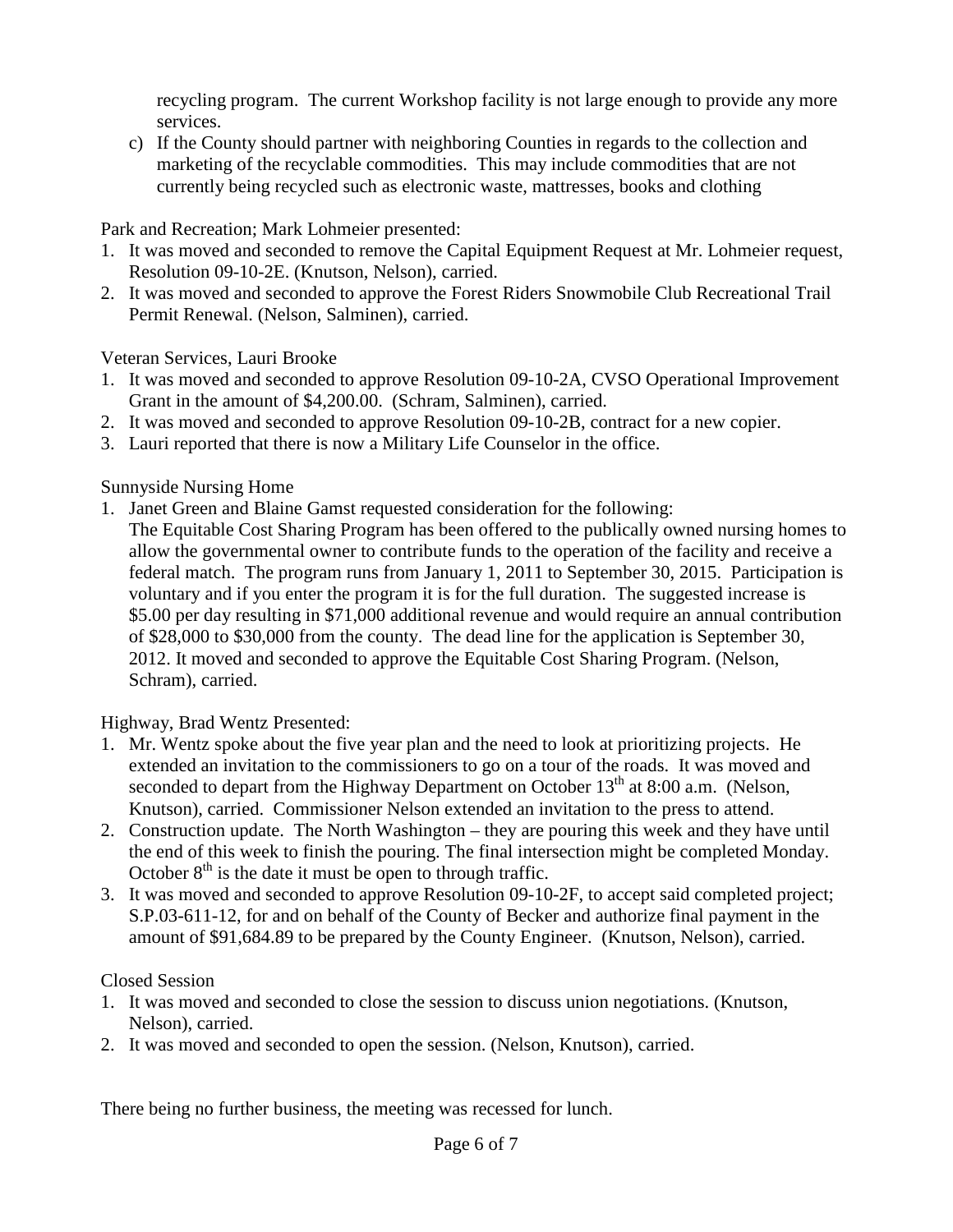recycling program. The current Workshop facility is not large enough to provide any more services.

c) If the County should partner with neighboring Counties in regards to the collection and marketing of the recyclable commodities. This may include commodities that are not currently being recycled such as electronic waste, mattresses, books and clothing

Park and Recreation; Mark Lohmeier presented:

1. It was moved and seconded to remove the Capital Equipment Request at Mr. Lohmeier request, Resolution 09-10-2E. (Knutson, Nelson), carried.
2. It was moved and seconded to approve the Forest Riders Snowmobile Club Recreational Trail Permit Renewal. (Nelson, Salminen), carried.

Veteran Services, Lauri Brooke

1. It was moved and seconded to approve Resolution 09-10-2A, CVSO Operational Improvement Grant in the amount of $4,200.00. (Schram, Salminen), carried.
2. It was moved and seconded to approve Resolution 09-10-2B, contract for a new copier.
3. Lauri reported that there is now a Military Life Counselor in the office.

Sunnyside Nursing Home

1. Janet Green and Blaine Gamst requested consideration for the following:
   The Equitable Cost Sharing Program has been offered to the publically owned nursing homes to allow the governmental owner to contribute funds to the operation of the facility and receive a federal match. The program runs from January 1, 2011 to September 30, 2015. Participation is voluntary and if you enter the program it is for the full duration. The suggested increase is $5.00 per day resulting in $71,000 additional revenue and would require an annual contribution of $28,000 to $30,000 from the county. The dead line for the application is September 30, 2012. It moved and seconded to approve the Equitable Cost Sharing Program. (Nelson, Schram), carried.

Highway, Brad Wentz Presented:

1. Mr. Wentz spoke about the five year plan and the need to look at prioritizing projects. He extended an invitation to the commissioners to go on a tour of the roads. It was moved and seconded to depart from the Highway Department on October 13th at 8:00 a.m. (Nelson, Knutson), carried. Commissioner Nelson extended an invitation to the press to attend.
2. Construction update. The North Washington – they are pouring this week and they have until the end of this week to finish the pouring. The final intersection might be completed Monday. October 8th is the date it must be open to through traffic.
3. It was moved and seconded to approve Resolution 09-10-2F, to accept said completed project; S.P.03-611-12, for and on behalf of the County of Becker and authorize final payment in the amount of $91,684.89 to be prepared by the County Engineer. (Knutson, Nelson), carried.

Closed Session

1. It was moved and seconded to close the session to discuss union negotiations. (Knutson, Nelson), carried.
2. It was moved and seconded to open the session. (Nelson, Knutson), carried.

There being no further business, the meeting was recessed for lunch.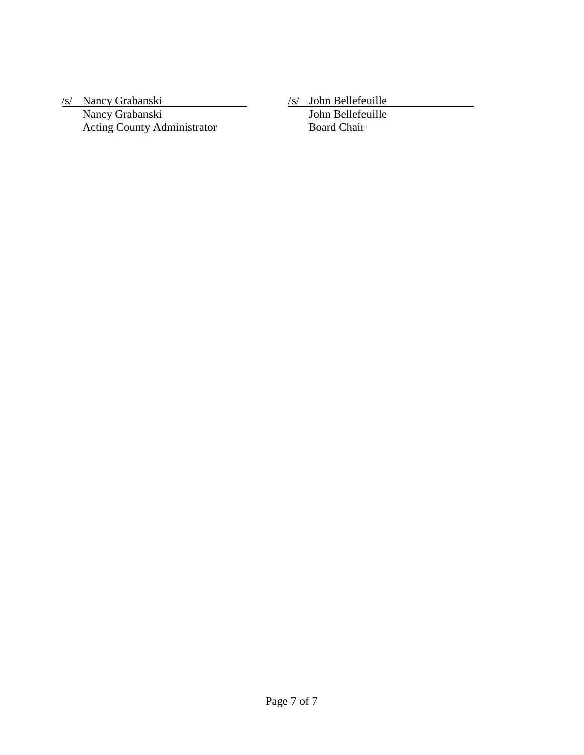/s/ Nancy Grabanski
Nancy Grabanski
Acting County Administrator

/s/ John Bellefeuille
John Bellefeuille
Board Chair